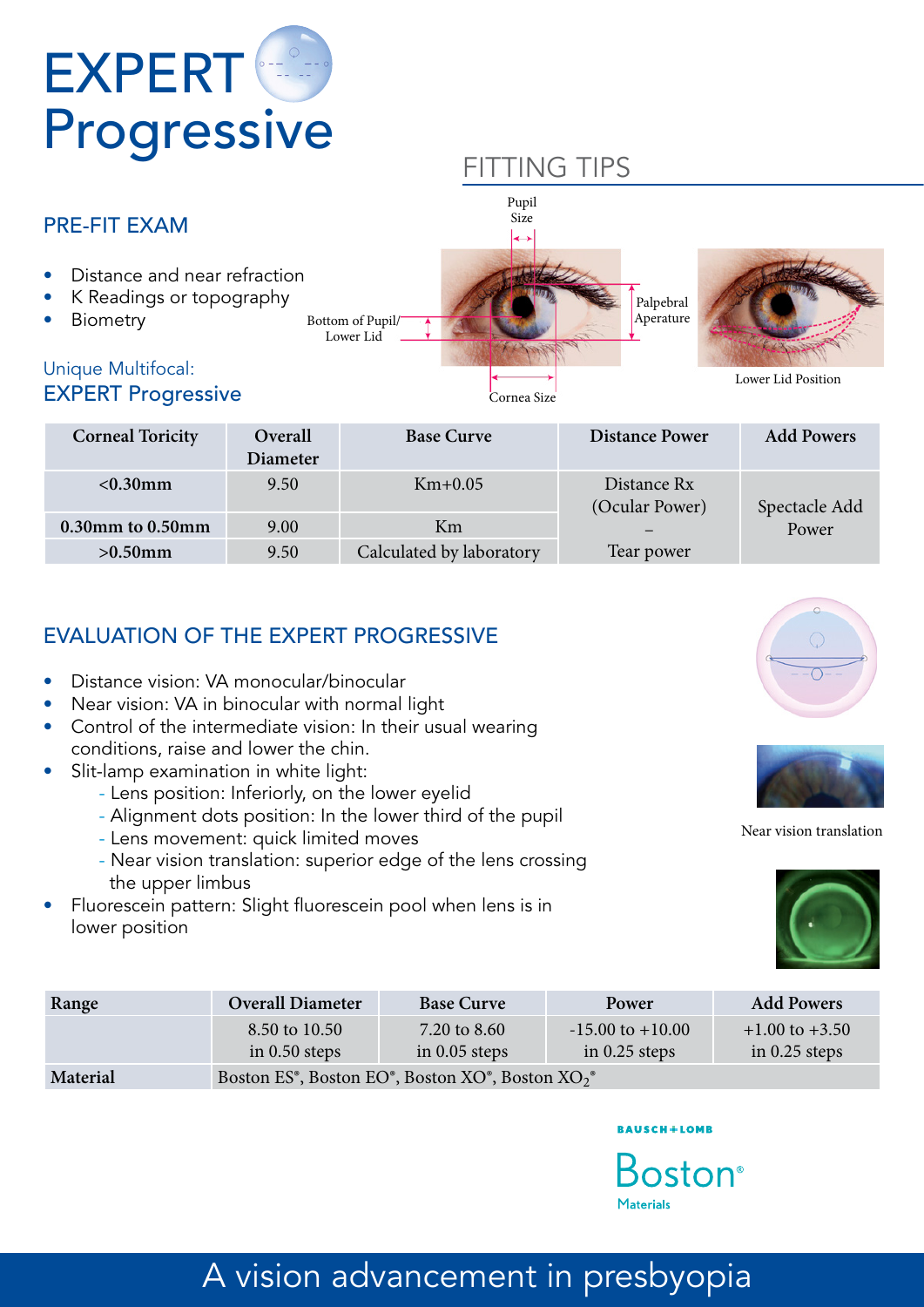# EXPERT Progressive

## FITTING TIPS

### PRE-FIT EXAM

- Distance and near refraction
- K Readings or topography
- Biometry

Pupil Size

Palpebral Aperature

Bottom of Pupil/ Lower Lid

Cornea Size

Lower Lid Position

### Unique Multifocal: EXPERT Progressive

| Corneal Toricity | Overall Diameter | Base Curve | Distance Power | Add Powers |
|---|---|---|---|---|
| <0.30mm | 9.50 | Km+0.05 | Distance Rx (Ocular Power) – Tear power | Spectacle Add Power |
| 0.30mm to 0.50mm | 9.00 | Km | | |
| >0.50mm | 9.50 | Calculated by laboratory | | |

### EVALUATION OF THE EXPERT PROGRESSIVE

- Distance vision: VA monocular/binocular
- Near vision: VA in binocular with normal light
- Control of the intermediate vision: In their usual wearing conditions, raise and lower the chin.
- Slit-lamp examination in white light:
  - Lens position: Inferiorly, on the lower eyelid
  - Alignment dots position: In the lower third of the pupil
  - Lens movement: quick limited moves
  - Near vision translation: superior edge of the lens crossing the upper limbus
- Fluorescein pattern: Slight fluorescein pool when lens is in lower position

Near vision translation

| Range | Overall Diameter | Base Curve | Power | Add Powers |
|---|---|---|---|---|
| | 8.50 to 10.50 in 0.50 steps | 7.20 to 8.60 in 0.05 steps | -15.00 to +10.00 in 0.25 steps | +1.00 to +3.50 in 0.25 steps |
| Material | Boston ES®, Boston EO®, Boston XO®, Boston $XO_2$® | | | |

BAUSCH+LOMB

Boston® Materials

A vision advancement in presbyopia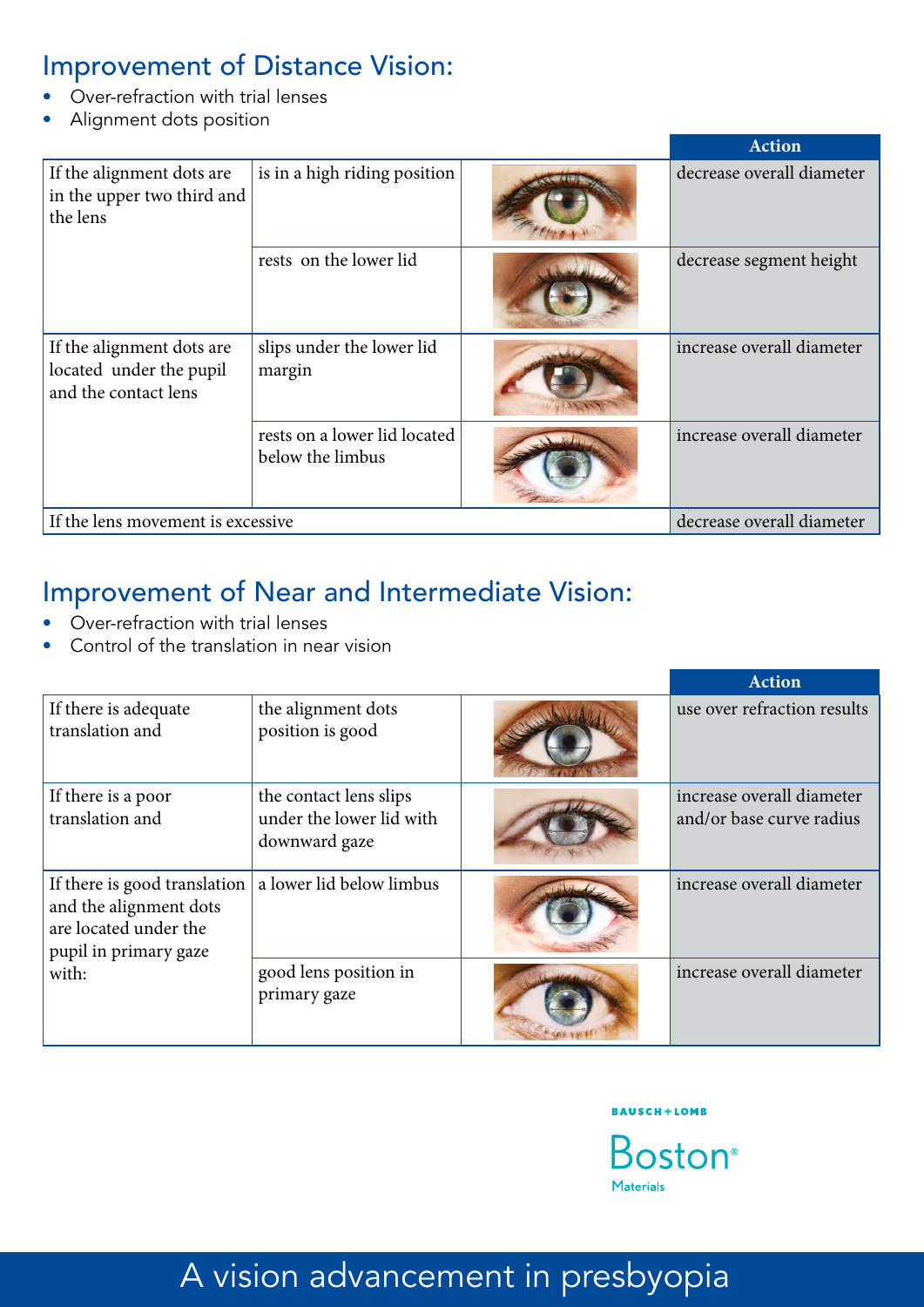## Improvement of Distance Vision:

- Over-refraction with trial lenses
- Alignment dots position

| | | | Action |
|---|---|---|---|
| If the alignment dots are in the upper two third and the lens | is in a high riding position | | decrease overall diameter |
| | rests on the lower lid | | decrease segment height |
| If the alignment dots are located under the pupil and the contact lens | slips under the lower lid margin | | increase overall diameter |
| | rests on a lower lid located below the limbus | | increase overall diameter |
| If the lens movement is excessive | | | decrease overall diameter |

## Improvement of Near and Intermediate Vision:

- Over-refraction with trial lenses
- Control of the translation in near vision

| | | | Action |
|---|---|---|---|
| If there is adequate translation and | the alignment dots position is good | | use over refraction results |
| If there is a poor translation and | the contact lens slips under the lower lid with downward gaze | | increase overall diameter and/or base curve radius |
| If there is good translation and the alignment dots are located under the pupil in primary gaze with: | a lower lid below limbus | | increase overall diameter |
| | good lens position in primary gaze | | increase overall diameter |

BAUSCH + LOMB

Boston®
Materials

A vision advancement in presbyopia